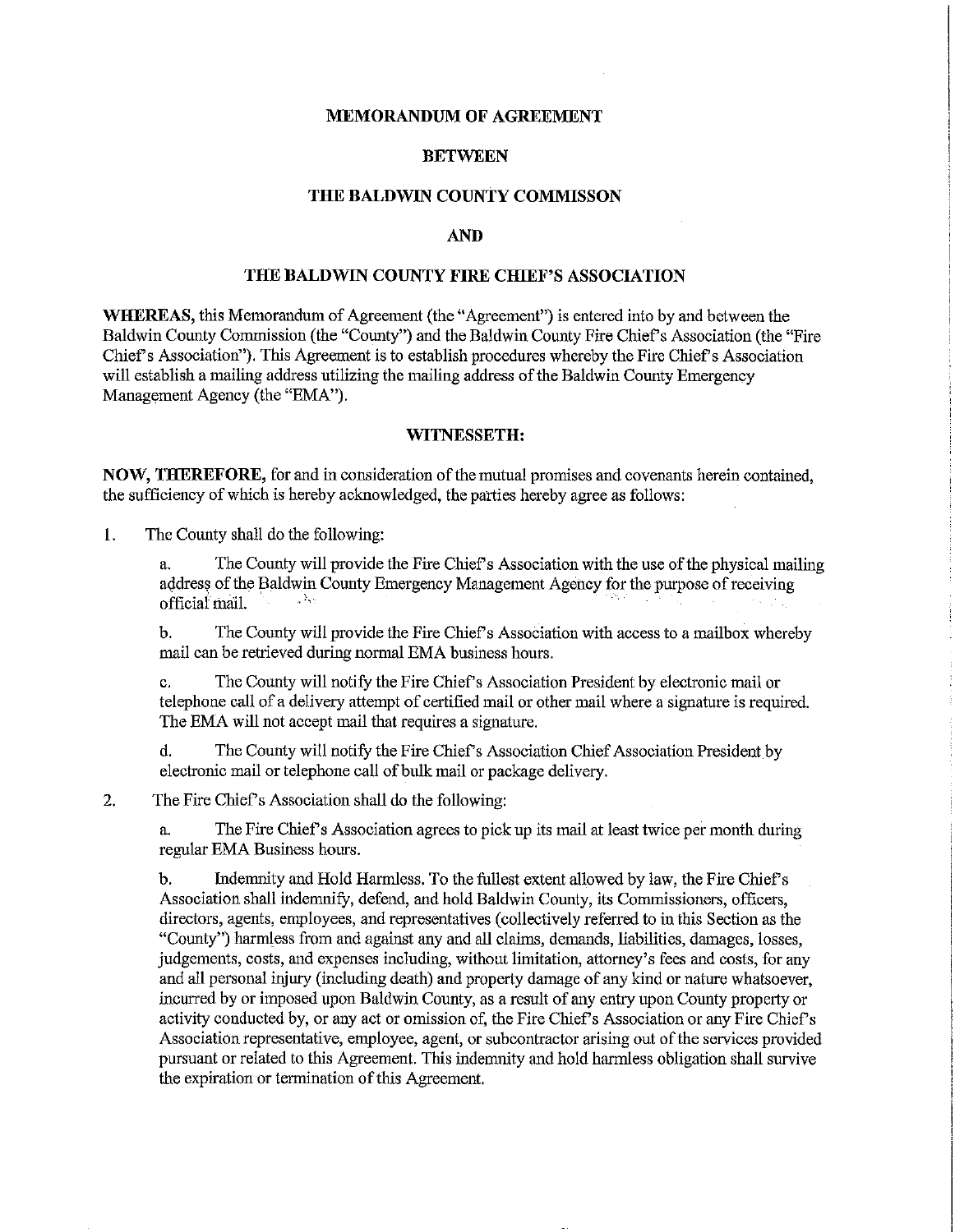**MEMORANDUM OF AGREEMENT**

**BETWEEN**

**THE BALDWIN COUNTY COMMISSON**

**AND**

**THE BALDWIN COUNTY FIRE CHIEF'S ASSOCIATION**

**WHEREAS,** this Memorandum of Agreement (the "Agreement") is entered into by and between the Baldwin County Commission (the "County") and the Baldwin County Fire Chief's Association (the "Fire Chief's Association"). This Agreement is to establish procedures whereby the Fire Chief's Association will establish a mailing address utilizing the mailing address of the Baldwin County Emergency Management Agency (the "EMA").

**WITNESSETH:**

**NOW, THEREFORE,** for and in consideration of the mutual promises and covenants herein contained, the sufficiency of which is hereby acknowledged, the parties hereby agree as follows:

1. The County shall do the following:

   a. The County will provide the Fire Chief's Association with the use of the physical mailing address of the Baldwin County Emergency Management Agency for the purpose of receiving official mail.

   b. The County will provide the Fire Chief's Association with access to a mailbox whereby mail can be retrieved during normal EMA business hours.

   c. The County will notify the Fire Chief's Association President by electronic mail or telephone call of a delivery attempt of certified mail or other mail where a signature is required. The EMA will not accept mail that requires a signature.

   d. The County will notify the Fire Chief's Association Chief Association President by electronic mail or telephone call of bulk mail or package delivery.

2. The Fire Chief's Association shall do the following:

   a. The Fire Chief's Association agrees to pick up its mail at least twice per month during regular EMA Business hours.

   b. Indemnity and Hold Harmless. To the fullest extent allowed by law, the Fire Chief's Association shall indemnify, defend, and hold Baldwin County, its Commissioners, officers, directors, agents, employees, and representatives (collectively referred to in this Section as the "County") harmless from and against any and all claims, demands, liabilities, damages, losses, judgements, costs, and expenses including, without limitation, attorney's fees and costs, for any and all personal injury (including death) and property damage of any kind or nature whatsoever, incurred by or imposed upon Baldwin County, as a result of any entry upon County property or activity conducted by, or any act or omission of, the Fire Chief's Association or any Fire Chief's Association representative, employee, agent, or subcontractor arising out of the services provided pursuant or related to this Agreement. This indemnity and hold harmless obligation shall survive the expiration or termination of this Agreement.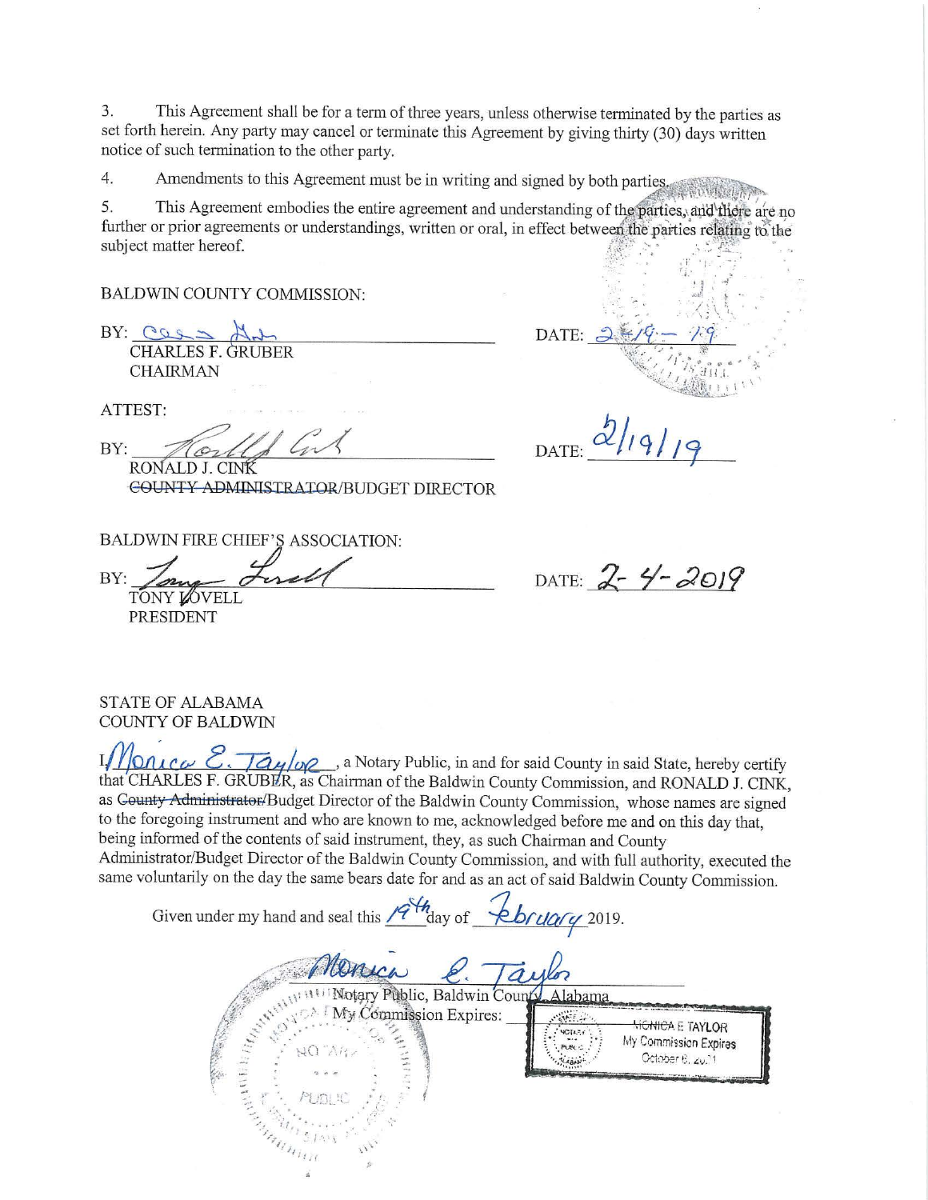3. This Agreement shall be for a term of three years, unless otherwise terminated by the parties as set forth herein. Any party may cancel or terminate this Agreement by giving thirty (30) days written notice of such termination to the other party.

4. Amendments to this Agreement must be in writing and signed by both parties.

5. This Agreement embodies the entire agreement and understanding of the parties, and there are no further or prior agreements or understandings, written or oral, in effect between the parties relating to the subject matter hereof.

BALDWIN COUNTY COMMISSION:

BY: ______________________________ DATE: 2-19-19
CHARLES F. GRUBER
CHAIRMAN

ATTEST:

BY: ______________________________ DATE: 2/19/19
RONALD J. CINK
~~COUNTY ADMINISTRATOR~~/BUDGET DIRECTOR

BALDWIN FIRE CHIEF'S ASSOCIATION:

BY: ______________________________ DATE: 2-4-2019
TONY LOVELL
PRESIDENT

STATE OF ALABAMA
COUNTY OF BALDWIN

I, Monica E. Taylor, a Notary Public, in and for said County in said State, hereby certify that CHARLES F. GRUBER, as Chairman of the Baldwin County Commission, and RONALD J. CINK, as ~~County Administrator~~/Budget Director of the Baldwin County Commission, whose names are signed to the foregoing instrument and who are known to me, acknowledged before me and on this day that, being informed of the contents of said instrument, they, as such Chairman and County Administrator/Budget Director of the Baldwin County Commission, and with full authority, executed the same voluntarily on the day the same bears date for and as an act of said Baldwin County Commission.

Given under my hand and seal this 19th day of February 2019.

______________________________
Notary Public, Baldwin County, Alabama
My Commission Expires:

MONICA E TAYLOR
My Commission Expires
October 6, 2021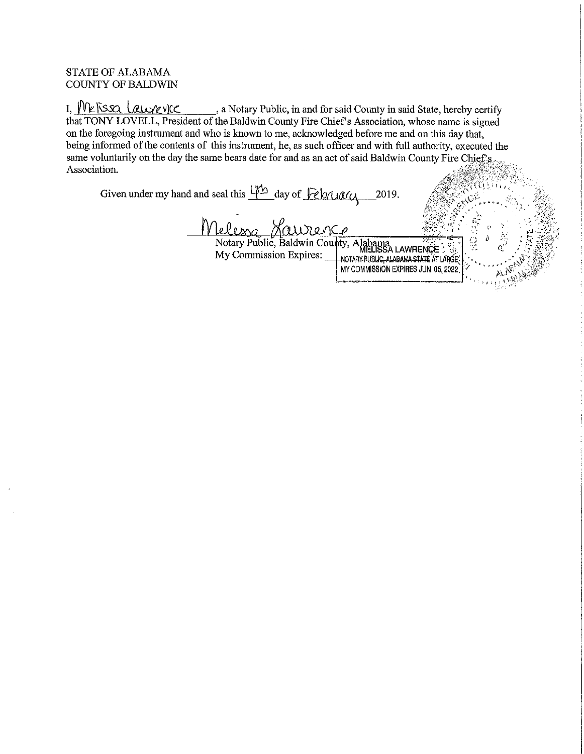STATE OF ALABAMA
COUNTY OF BALDWIN

I, Melissa Lawrence, a Notary Public, in and for said County in said State, hereby certify that TONY LOVELL, President of the Baldwin County Fire Chief's Association, whose name is signed on the foregoing instrument and who is known to me, acknowledged before me and on this day that, being informed of the contents of this instrument, he, as such officer and with full authority, executed the same voluntarily on the day the same bears date for and as an act of said Baldwin County Fire Chief's Association.

Given under my hand and seal this 4th day of February 2019.

Melissa Lawrence
Notary Public, Baldwin County, Alabama
My Commission Expires:

MELISSA LAWRENCE
NOTARY PUBLIC, ALABAMA STATE AT LARGE
MY COMMISSION EXPIRES JUN. 05, 2022